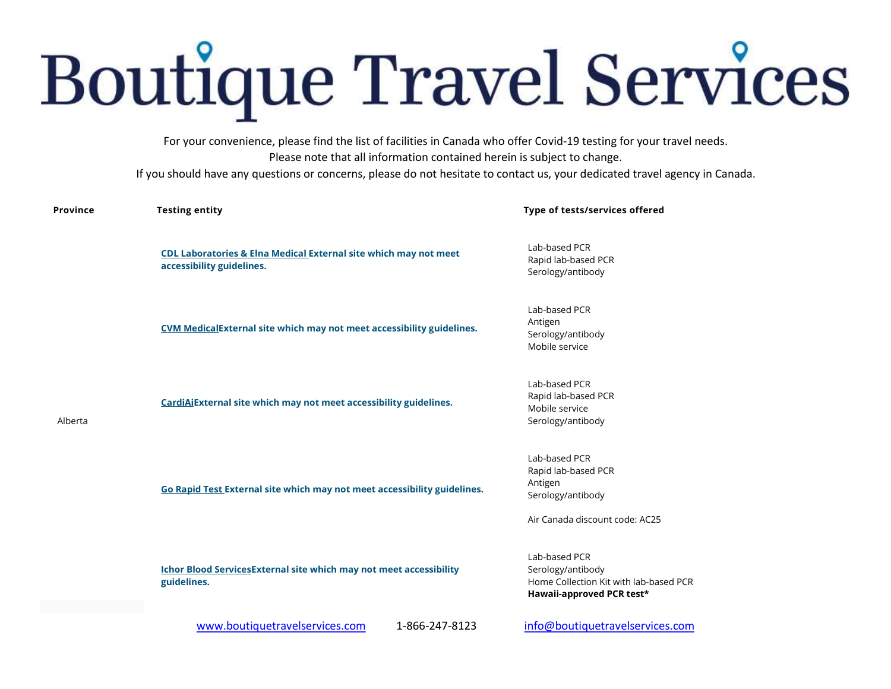# Boutique Travel Services

For your convenience, please find the list of facilities in Canada who offer Covid-19 testing for your travel needs.
Please note that all information contained herein is subject to change.
If you should have any questions or concerns, please do not hesitate to contact us, your dedicated travel agency in Canada.

| Province | Testing entity | Type of tests/services offered |
|---|---|---|
| Alberta | **CDL Laboratories & Elna Medical External site which may not meet accessibility guidelines.** | Lab-based PCR<br>Rapid lab-based PCR<br>Serology/antibody |
| | **CVM Medical External site which may not meet accessibility guidelines.** | Lab-based PCR<br>Antigen<br>Serology/antibody<br>Mobile service |
| | **CardiAi External site which may not meet accessibility guidelines.** | Lab-based PCR<br>Rapid lab-based PCR<br>Mobile service<br>Serology/antibody |
| | **Go Rapid Test External site which may not meet accessibility guidelines.** | Lab-based PCR<br>Rapid lab-based PCR<br>Antigen<br>Serology/antibody<br><br>Air Canada discount code: AC25 |
| | **Ichor Blood Services External site which may not meet accessibility guidelines.** | Lab-based PCR<br>Serology/antibody<br>Home Collection Kit with lab-based PCR<br>**Hawaii-approved PCR test*** |

www.boutiquetravelservices.com 1-866-247-8123 info@boutiquetravelservices.com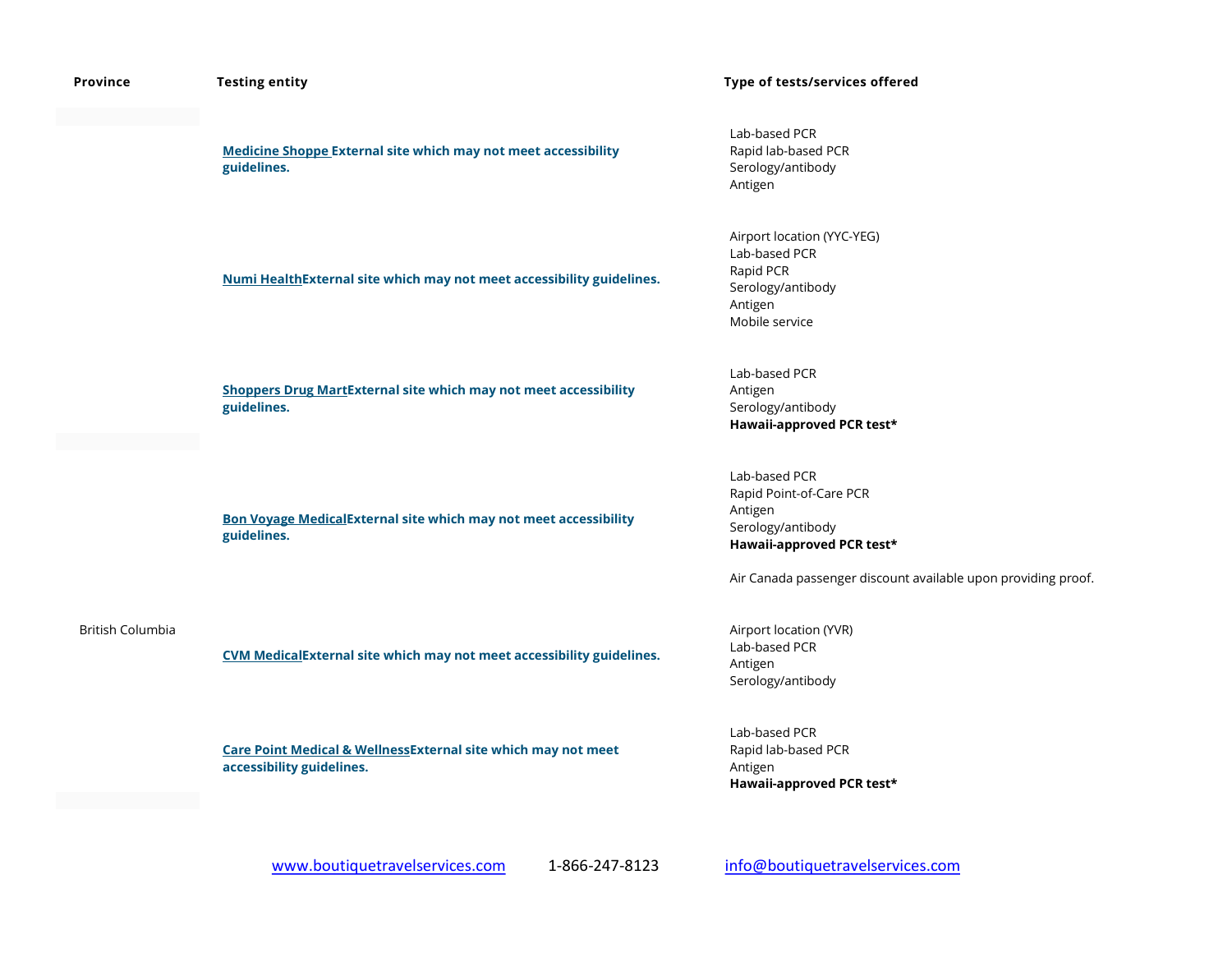| Province | Testing entity | Type of tests/services offered |
|---|---|---|
| | **Medicine Shoppe External site which may not meet accessibility guidelines.** | Lab-based PCR<br>Rapid lab-based PCR<br>Serology/antibody<br>Antigen |
| | **Numi HealthExternal site which may not meet accessibility guidelines.** | Airport location (YYC-YEG)<br>Lab-based PCR<br>Rapid PCR<br>Serology/antibody<br>Antigen<br>Mobile service |
| | **Shoppers Drug MartExternal site which may not meet accessibility guidelines.** | Lab-based PCR<br>Antigen<br>Serology/antibody<br>**Hawaii-approved PCR test*** |
| British Columbia | **Bon Voyage MedicalExternal site which may not meet accessibility guidelines.** | Lab-based PCR<br>Rapid Point-of-Care PCR<br>Antigen<br>Serology/antibody<br>**Hawaii-approved PCR test***<br><br>Air Canada passenger discount available upon providing proof. |
| British Columbia | **CVM MedicalExternal site which may not meet accessibility guidelines.** | Airport location (YVR)<br>Lab-based PCR<br>Antigen<br>Serology/antibody |
| British Columbia | **Care Point Medical & WellnessExternal site which may not meet accessibility guidelines.** | Lab-based PCR<br>Rapid lab-based PCR<br>Antigen<br>**Hawaii-approved PCR test*** |

www.boutiquetravelservices.com 1-866-247-8123 info@boutiquetravelservices.com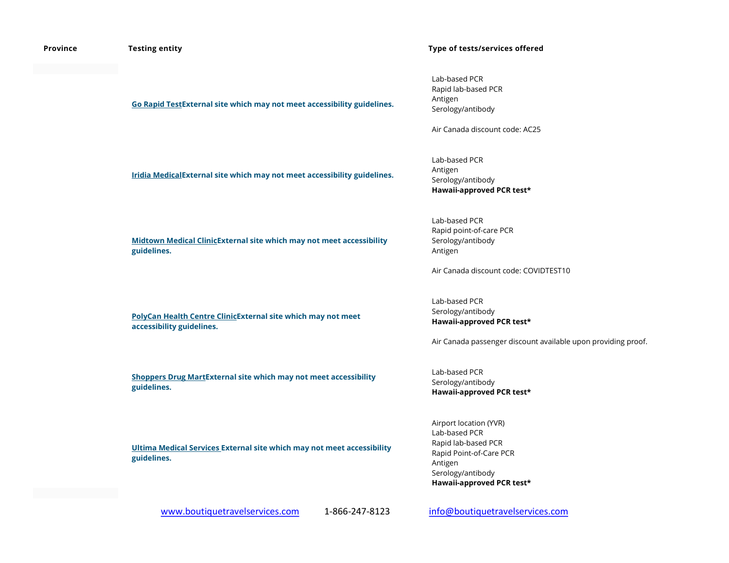| Province | Testing entity | Type of tests/services offered |
| --- | --- | --- |
| | Go Rapid TestExternal site which may not meet accessibility guidelines. | Lab-based PCR<br>Rapid lab-based PCR<br>Antigen<br>Serology/antibody<br><br>Air Canada discount code: AC25 |
| | Iridia MedicalExternal site which may not meet accessibility guidelines. | Lab-based PCR<br>Antigen<br>Serology/antibody<br>**Hawaii-approved PCR test*** |
| | Midtown Medical ClinicExternal site which may not meet accessibility guidelines. | Lab-based PCR<br>Rapid point-of-care PCR<br>Serology/antibody<br>Antigen<br><br>Air Canada discount code: COVIDTEST10 |
| | PolyCan Health Centre ClinicExternal site which may not meet accessibility guidelines. | Lab-based PCR<br>Serology/antibody<br>**Hawaii-approved PCR test***<br><br>Air Canada passenger discount available upon providing proof. |
| | Shoppers Drug MartExternal site which may not meet accessibility guidelines. | Lab-based PCR<br>Serology/antibody<br>**Hawaii-approved PCR test*** |
| | Ultima Medical Services External site which may not meet accessibility guidelines. | Airport location (YVR)<br>Lab-based PCR<br>Rapid lab-based PCR<br>Rapid Point-of-Care PCR<br>Antigen<br>Serology/antibody<br>**Hawaii-approved PCR test*** |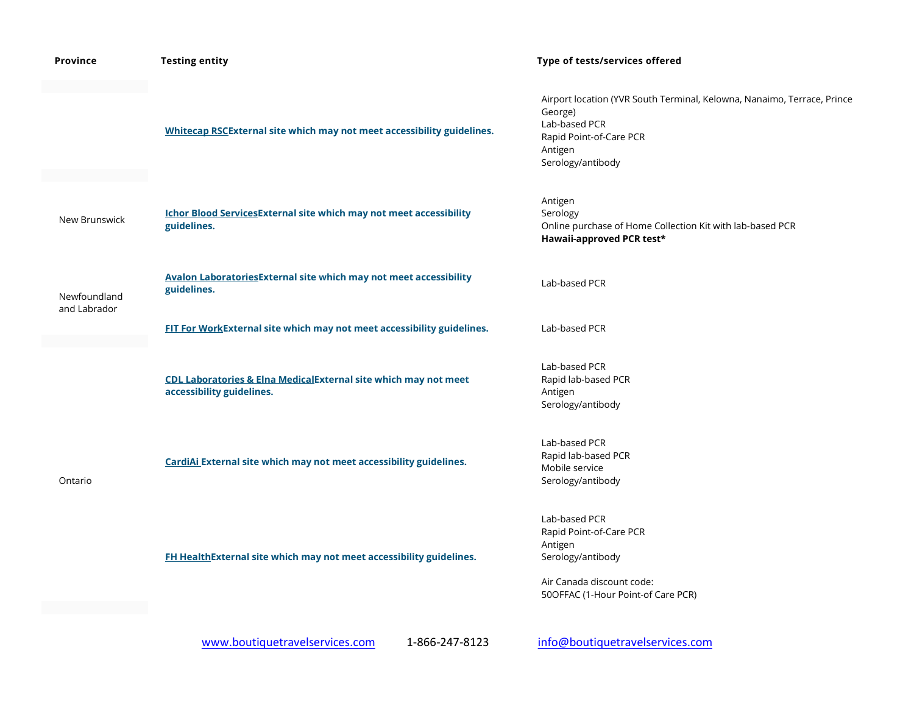| Province | Testing entity | Type of tests/services offered |
|---|---|---|
| | Whitecap RSCExternal site which may not meet accessibility guidelines. | Airport location (YVR South Terminal, Kelowna, Nanaimo, Terrace, Prince George)<br>Lab-based PCR<br>Rapid Point-of-Care PCR<br>Antigen<br>Serology/antibody |
| New Brunswick | Ichor Blood ServicesExternal site which may not meet accessibility guidelines. | Antigen<br>Serology<br>Online purchase of Home Collection Kit with lab-based PCR<br>**Hawaii-approved PCR test*** |
| Newfoundland and Labrador | Avalon LaboratoriesExternal site which may not meet accessibility guidelines. | Lab-based PCR |
| | FIT For WorkExternal site which may not meet accessibility guidelines. | Lab-based PCR |
| Ontario | CDL Laboratories & Elna MedicalExternal site which may not meet accessibility guidelines. | Lab-based PCR<br>Rapid lab-based PCR<br>Antigen<br>Serology/antibody |
| | CardiAi External site which may not meet accessibility guidelines. | Lab-based PCR<br>Rapid lab-based PCR<br>Mobile service<br>Serology/antibody |
| | FH HealthExternal site which may not meet accessibility guidelines. | Lab-based PCR<br>Rapid Point-of-Care PCR<br>Antigen<br>Serology/antibody<br><br>Air Canada discount code:<br>50OFFAC (1-Hour Point-of Care PCR) |

www.boutiquetravelservices.com 1-866-247-8123 info@boutiquetravelservices.com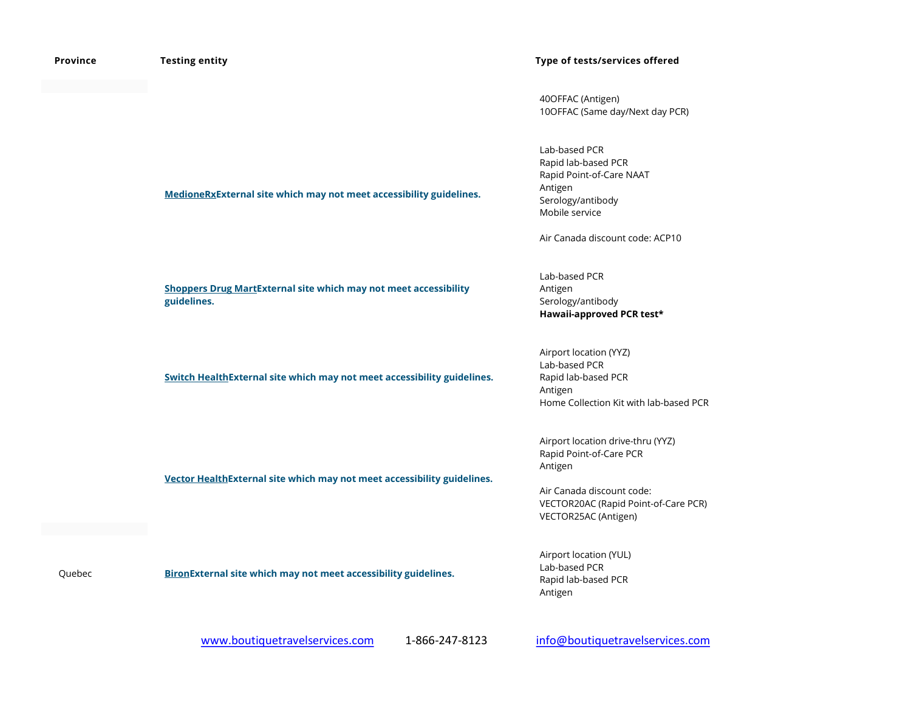| Province | Testing entity | Type of tests/services offered |
| --- | --- | --- |
| | | 40OFFAC (Antigen)<br>10OFFAC (Same day/Next day PCR) |
| | MedioneRxExternal site which may not meet accessibility guidelines. | Lab-based PCR<br>Rapid lab-based PCR<br>Rapid Point-of-Care NAAT<br>Antigen<br>Serology/antibody<br>Mobile service<br><br>Air Canada discount code: ACP10 |
| | Shoppers Drug MartExternal site which may not meet accessibility guidelines. | Lab-based PCR<br>Antigen<br>Serology/antibody<br>**Hawaii-approved PCR test*** |
| | Switch HealthExternal site which may not meet accessibility guidelines. | Airport location (YYZ)<br>Lab-based PCR<br>Rapid lab-based PCR<br>Antigen<br>Home Collection Kit with lab-based PCR |
| | Vector HealthExternal site which may not meet accessibility guidelines. | Airport location drive-thru (YYZ)<br>Rapid Point-of-Care PCR<br>Antigen<br><br>Air Canada discount code:<br>VECTOR20AC (Rapid Point-of-Care PCR)<br>VECTOR25AC (Antigen) |
| Quebec | BironExternal site which may not meet accessibility guidelines. | Airport location (YUL)<br>Lab-based PCR<br>Rapid lab-based PCR<br>Antigen |

www.boutiquetravelservices.com 1-866-247-8123 info@boutiquetravelservices.com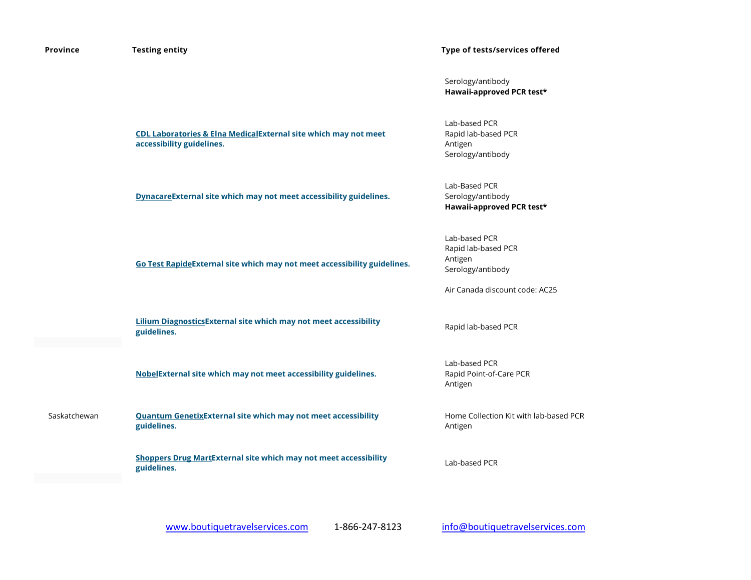| Province | Testing entity | Type of tests/services offered |
|---|---|---|
| | | Serology/antibody<br>**Hawaii-approved PCR test*** |
| | **CDL Laboratories & Elna Medical External site which may not meet accessibility guidelines.** | Lab-based PCR<br>Rapid lab-based PCR<br>Antigen<br>Serology/antibody |
| | **Dynacare External site which may not meet accessibility guidelines.** | Lab-Based PCR<br>Serology/antibody<br>**Hawaii-approved PCR test*** |
| | **Go Test Rapide External site which may not meet accessibility guidelines.** | Lab-based PCR<br>Rapid lab-based PCR<br>Antigen<br>Serology/antibody<br><br>Air Canada discount code: AC25 |
| | **Lilium Diagnostics External site which may not meet accessibility guidelines.** | Rapid lab-based PCR |
| | **Nobel External site which may not meet accessibility guidelines.** | Lab-based PCR<br>Rapid Point-of-Care PCR<br>Antigen |
| Saskatchewan | **Quantum Genetix External site which may not meet accessibility guidelines.** | Home Collection Kit with lab-based PCR<br>Antigen |
| | **Shoppers Drug Mart External site which may not meet accessibility guidelines.** | Lab-based PCR |

www.boutiquetravelservices.com 1-866-247-8123 info@boutiquetravelservices.com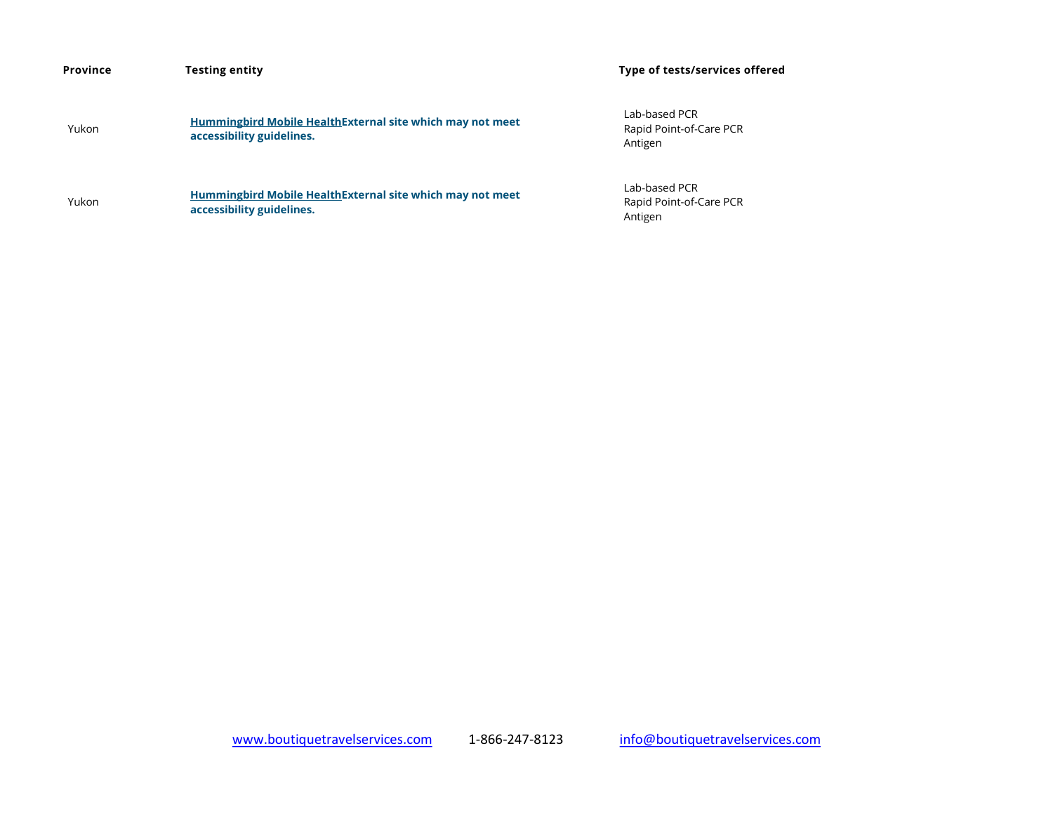| Province | Testing entity | Type of tests/services offered |
|---|---|---|
| Yukon | **Hummingbird Mobile HealthExternal site which may not meet accessibility guidelines.** | Lab-based PCR<br>Rapid Point-of-Care PCR<br>Antigen |
| Yukon | **Hummingbird Mobile HealthExternal site which may not meet accessibility guidelines.** | Lab-based PCR<br>Rapid Point-of-Care PCR<br>Antigen |

www.boutiquetravelservices.com 1-866-247-8123 info@boutiquetravelservices.com